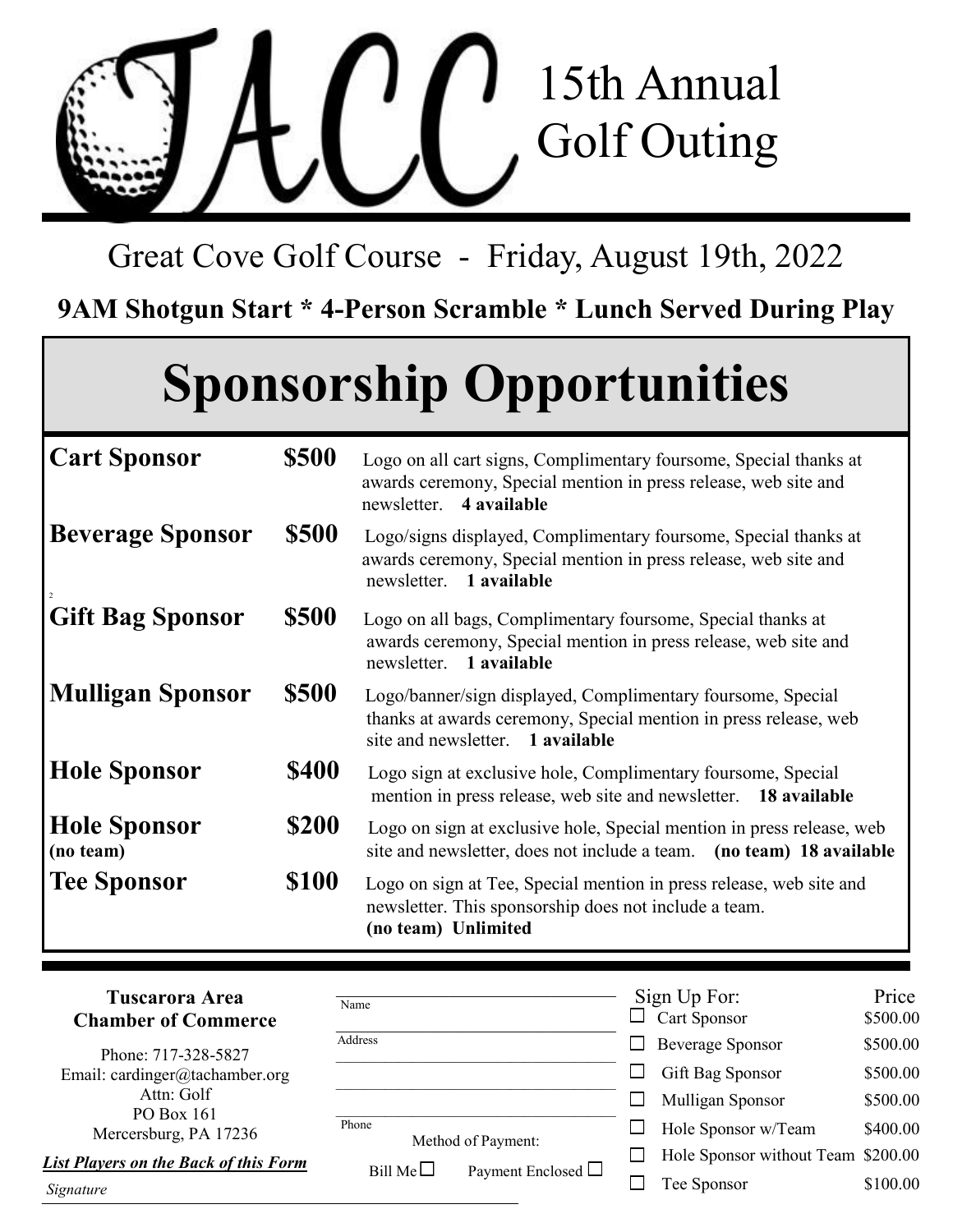# TACC 15th Annual Golf Outing

## Great Cove Golf Course - Friday, August 19th, 2022

**9AM Shotgun Start * 4-Person Scramble * Lunch Served During Play**

# Sponsorship Opportunities

| Sponsorship | Price | Description |
|---|---|---|
| **Cart Sponsor** | **$500** | Logo on all cart signs, Complimentary foursome, Special thanks at awards ceremony, Special mention in press release, web site and newsletter. **4 available** |
| **Beverage Sponsor** | **$500** | Logo/signs displayed, Complimentary foursome, Special thanks at awards ceremony, Special mention in press release, web site and newsletter. **1 available** |
| **Gift Bag Sponsor** | **$500** | Logo on all bags, Complimentary foursome, Special thanks at awards ceremony, Special mention in press release, web site and newsletter. **1 available** |
| **Mulligan Sponsor** | **$500** | Logo/banner/sign displayed, Complimentary foursome, Special thanks at awards ceremony, Special mention in press release, web site and newsletter. **1 available** |
| **Hole Sponsor** | **$400** | Logo sign at exclusive hole, Complimentary foursome, Special mention in press release, web site and newsletter. **18 available** |
| **Hole Sponsor (no team)** | **$200** | Logo on sign at exclusive hole, Special mention in press release, web site and newsletter, does not include a team. **(no team) 18 available** |
| **Tee Sponsor** | **$100** | Logo on sign at Tee, Special mention in press release, web site and newsletter. This sponsorship does not include a team. **(no team) Unlimited** |

**Tuscarora Area Chamber of Commerce**

Phone: 717-328-5827
Email: cardinger@tachamber.org
Attn: Golf
PO Box 161
Mercersburg, PA 17236

***List Players on the Back of this Form***

Name ______________________

Address ______________________

______________________

______________________

Phone ______________________

Method of Payment:

Bill Me ☐ Payment Enclosed ☐

*Signature* ______________________

| Sign Up For: | Price |
|---|---|
| ☐ Cart Sponsor | $500.00 |
| ☐ Beverage Sponsor | $500.00 |
| ☐ Gift Bag Sponsor | $500.00 |
| ☐ Mulligan Sponsor | $500.00 |
| ☐ Hole Sponsor w/Team | $400.00 |
| ☐ Hole Sponsor without Team | $200.00 |
| ☐ Tee Sponsor | $100.00 |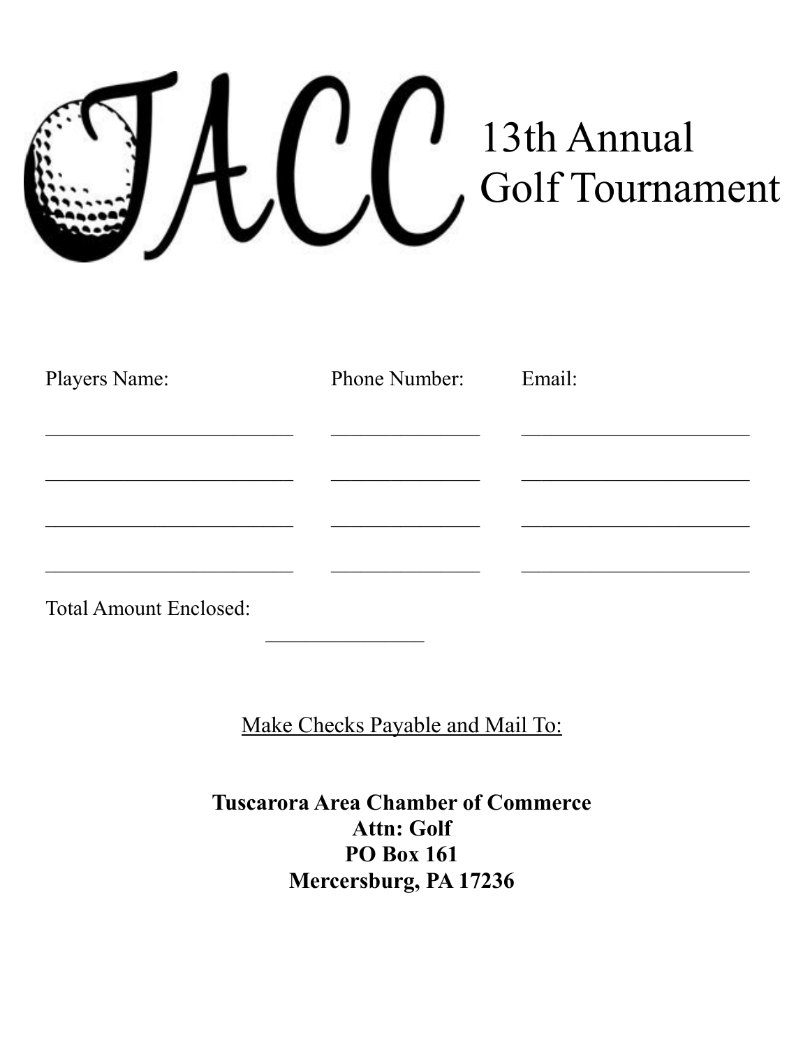# TACC 13th Annual Golf Tournament

| Players Name: | Phone Number: | Email: |
|---|---|---|
| ________________________ | ______________ | ______________________ |
| ________________________ | ______________ | ______________________ |
| ________________________ | ______________ | ______________________ |
| ________________________ | ______________ | ______________________ |

Total Amount Enclosed: _______________

Make Checks Payable and Mail To:

**Tuscarora Area Chamber of Commerce**
**Attn: Golf**
**PO Box 161**
**Mercersburg, PA 17236**